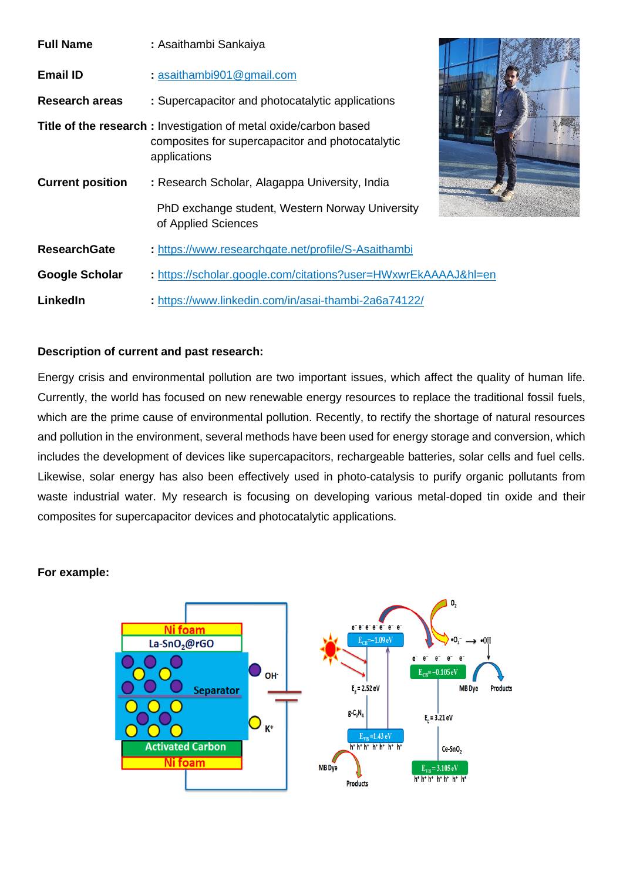**Full Name** : Asaithambi Sankaiya

**Email ID** : asaithambi901@gmail.com

**Research areas** : Supercapacitor and photocatalytic applications

**Title of the research** : Investigation of metal oxide/carbon based composites for supercapacitor and photocatalytic applications

**Current position** : Research Scholar, Alagappa University, India

PhD exchange student, Western Norway University of Applied Sciences

**ResearchGate** : https://www.researchgate.net/profile/S-Asaithambi

**Google Scholar** : https://scholar.google.com/citations?user=HWxwrEkAAAAJ&hl=en

**LinkedIn** : https://www.linkedin.com/in/asai-thambi-2a6a74122/

**Description of current and past research:**

Energy crisis and environmental pollution are two important issues, which affect the quality of human life. Currently, the world has focused on new renewable energy resources to replace the traditional fossil fuels, which are the prime cause of environmental pollution. Recently, to rectify the shortage of natural resources and pollution in the environment, several methods have been used for energy storage and conversion, which includes the development of devices like supercapacitors, rechargeable batteries, solar cells and fuel cells. Likewise, solar energy has also been effectively used in photo-catalysis to purify organic pollutants from waste industrial water. My research is focusing on developing various metal-doped tin oxide and their composites for supercapacitor devices and photocatalytic applications.

**For example:**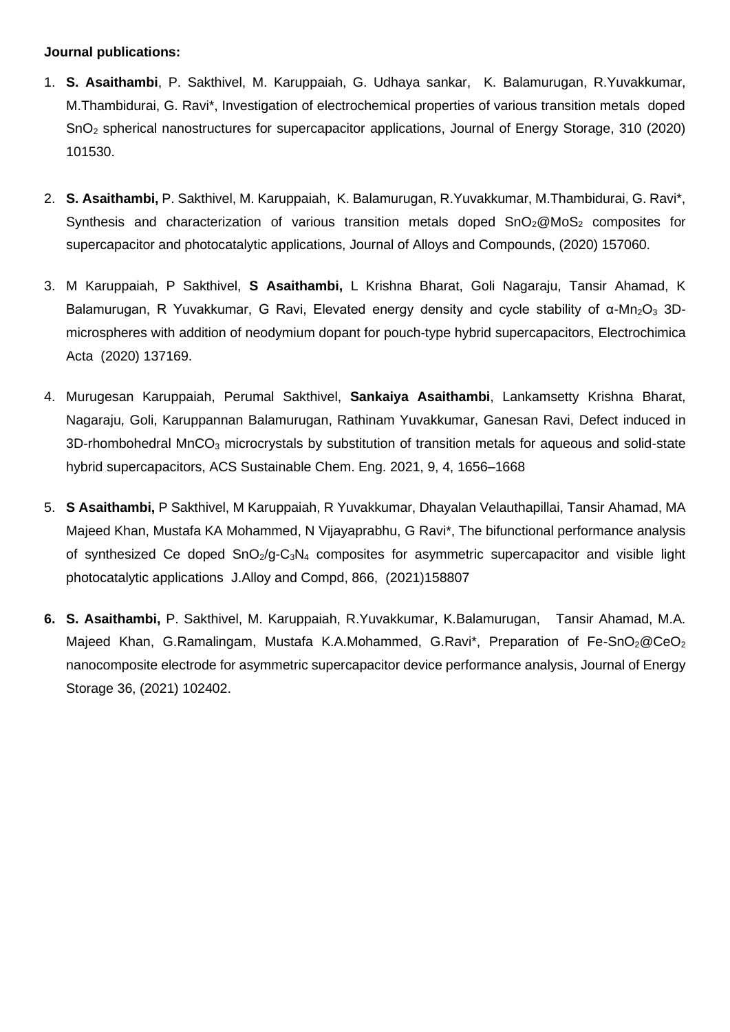**Journal publications:**

1. **S. Asaithambi**, P. Sakthivel, M. Karuppaiah, G. Udhaya sankar, K. Balamurugan, R.Yuvakkumar, M.Thambidurai, G. Ravi*, Investigation of electrochemical properties of various transition metals doped $SnO_2$ spherical nanostructures for supercapacitor applications, Journal of Energy Storage, 310 (2020) 101530.

2. **S. Asaithambi,** P. Sakthivel, M. Karuppaiah, K. Balamurugan, R.Yuvakkumar, M.Thambidurai, G. Ravi*, Synthesis and characterization of various transition metals doped $SnO_2$@$MoS_2$ composites for supercapacitor and photocatalytic applications, Journal of Alloys and Compounds, (2020) 157060.

3. M Karuppaiah, P Sakthivel, **S Asaithambi,** L Krishna Bharat, Goli Nagaraju, Tansir Ahamad, K Balamurugan, R Yuvakkumar, G Ravi, Elevated energy density and cycle stability of α-$Mn_2O_3$ 3D-microspheres with addition of neodymium dopant for pouch-type hybrid supercapacitors, Electrochimica Acta (2020) 137169.

4. Murugesan Karuppaiah, Perumal Sakthivel, **Sankaiya Asaithambi**, Lankamsetty Krishna Bharat, Nagaraju, Goli, Karuppannan Balamurugan, Rathinam Yuvakkumar, Ganesan Ravi, Defect induced in 3D-rhombohedral $MnCO_3$ microcrystals by substitution of transition metals for aqueous and solid-state hybrid supercapacitors, ACS Sustainable Chem. Eng. 2021, 9, 4, 1656–1668

5. **S Asaithambi,** P Sakthivel, M Karuppaiah, R Yuvakkumar, Dhayalan Velauthapillai, Tansir Ahamad, MA Majeed Khan, Mustafa KA Mohammed, N Vijayaprabhu, G Ravi*, The bifunctional performance analysis of synthesized Ce doped $SnO_2$/g-$C_3N_4$ composites for asymmetric supercapacitor and visible light photocatalytic applications J.Alloy and Compd, 866, (2021)158807

6. **S. Asaithambi,** P. Sakthivel, M. Karuppaiah, R.Yuvakkumar, K.Balamurugan, Tansir Ahamad, M.A. Majeed Khan, G.Ramalingam, Mustafa K.A.Mohammed, G.Ravi*, Preparation of Fe-$SnO_2$@$CeO_2$ nanocomposite electrode for asymmetric supercapacitor device performance analysis, Journal of Energy Storage 36, (2021) 102402.